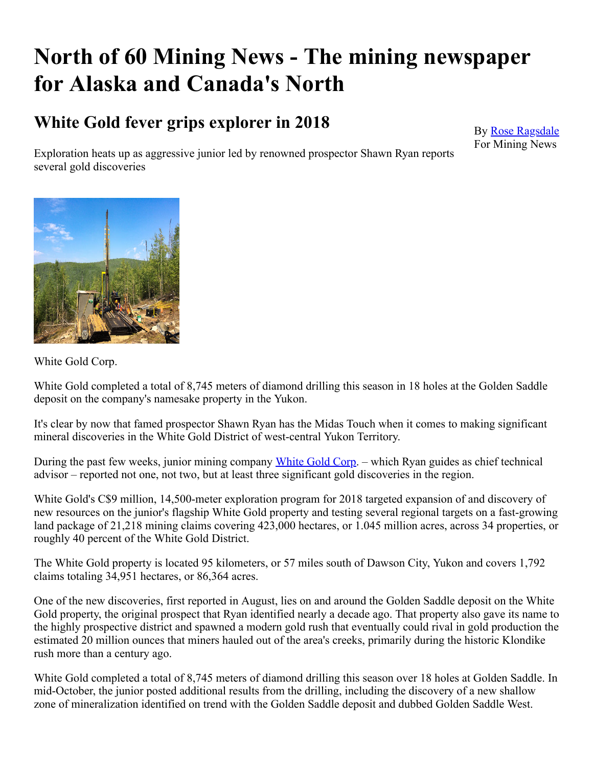# North of 60 Mining News - The mining newspaper for Alaska and Canada's North

## White Gold fever grips explorer in 2018

By Rose Ragsdale
For Mining News

Exploration heats up as aggressive junior led by renowned prospector Shawn Ryan reports several gold discoveries

White Gold Corp.

White Gold completed a total of 8,745 meters of diamond drilling this season in 18 holes at the Golden Saddle deposit on the company's namesake property in the Yukon.

It's clear by now that famed prospector Shawn Ryan has the Midas Touch when it comes to making significant mineral discoveries in the White Gold District of west-central Yukon Territory.

During the past few weeks, junior mining company White Gold Corp. – which Ryan guides as chief technical advisor – reported not one, not two, but at least three significant gold discoveries in the region.

White Gold's C$9 million, 14,500-meter exploration program for 2018 targeted expansion of and discovery of new resources on the junior's flagship White Gold property and testing several regional targets on a fast-growing land package of 21,218 mining claims covering 423,000 hectares, or 1.045 million acres, across 34 properties, or roughly 40 percent of the White Gold District.

The White Gold property is located 95 kilometers, or 57 miles south of Dawson City, Yukon and covers 1,792 claims totaling 34,951 hectares, or 86,364 acres.

One of the new discoveries, first reported in August, lies on and around the Golden Saddle deposit on the White Gold property, the original prospect that Ryan identified nearly a decade ago. That property also gave its name to the highly prospective district and spawned a modern gold rush that eventually could rival in gold production the estimated 20 million ounces that miners hauled out of the area's creeks, primarily during the historic Klondike rush more than a century ago.

White Gold completed a total of 8,745 meters of diamond drilling this season over 18 holes at Golden Saddle. In mid-October, the junior posted additional results from the drilling, including the discovery of a new shallow zone of mineralization identified on trend with the Golden Saddle deposit and dubbed Golden Saddle West.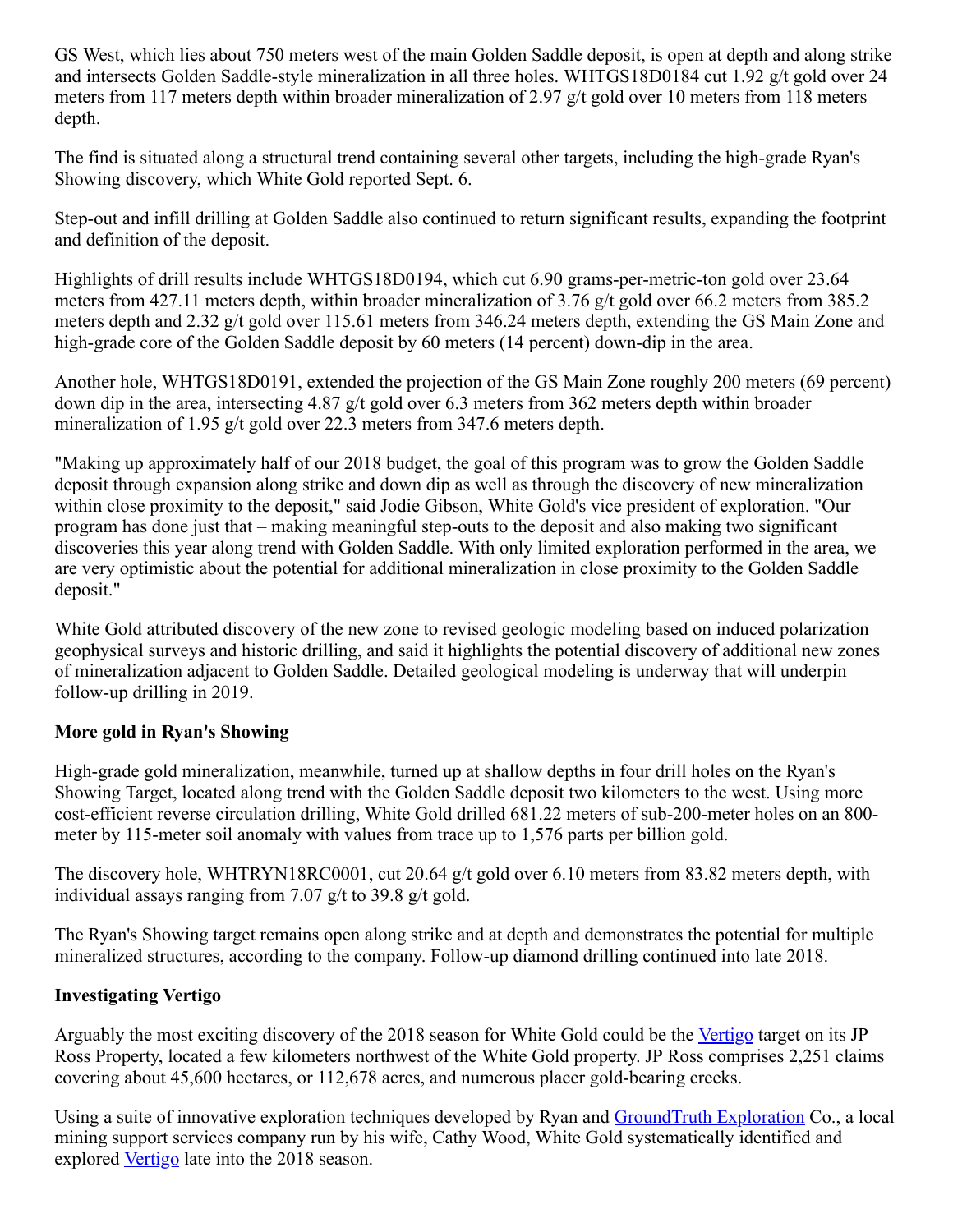GS West, which lies about 750 meters west of the main Golden Saddle deposit, is open at depth and along strike and intersects Golden Saddle-style mineralization in all three holes. WHTGS18D0184 cut 1.92 g/t gold over 24 meters from 117 meters depth within broader mineralization of 2.97 g/t gold over 10 meters from 118 meters depth.

The find is situated along a structural trend containing several other targets, including the high-grade Ryan's Showing discovery, which White Gold reported Sept. 6.

Step-out and infill drilling at Golden Saddle also continued to return significant results, expanding the footprint and definition of the deposit.

Highlights of drill results include WHTGS18D0194, which cut 6.90 grams-per-metric-ton gold over 23.64 meters from 427.11 meters depth, within broader mineralization of 3.76 g/t gold over 66.2 meters from 385.2 meters depth and 2.32 g/t gold over 115.61 meters from 346.24 meters depth, extending the GS Main Zone and high-grade core of the Golden Saddle deposit by 60 meters (14 percent) down-dip in the area.

Another hole, WHTGS18D0191, extended the projection of the GS Main Zone roughly 200 meters (69 percent) down dip in the area, intersecting 4.87 g/t gold over 6.3 meters from 362 meters depth within broader mineralization of 1.95 g/t gold over 22.3 meters from 347.6 meters depth.

"Making up approximately half of our 2018 budget, the goal of this program was to grow the Golden Saddle deposit through expansion along strike and down dip as well as through the discovery of new mineralization within close proximity to the deposit," said Jodie Gibson, White Gold's vice president of exploration. "Our program has done just that – making meaningful step-outs to the deposit and also making two significant discoveries this year along trend with Golden Saddle. With only limited exploration performed in the area, we are very optimistic about the potential for additional mineralization in close proximity to the Golden Saddle deposit."

White Gold attributed discovery of the new zone to revised geologic modeling based on induced polarization geophysical surveys and historic drilling, and said it highlights the potential discovery of additional new zones of mineralization adjacent to Golden Saddle. Detailed geological modeling is underway that will underpin follow-up drilling in 2019.

## More gold in Ryan's Showing

High-grade gold mineralization, meanwhile, turned up at shallow depths in four drill holes on the Ryan's Showing Target, located along trend with the Golden Saddle deposit two kilometers to the west. Using more cost-efficient reverse circulation drilling, White Gold drilled 681.22 meters of sub-200-meter holes on an 800-meter by 115-meter soil anomaly with values from trace up to 1,576 parts per billion gold.

The discovery hole, WHTRYN18RC0001, cut 20.64 g/t gold over 6.10 meters from 83.82 meters depth, with individual assays ranging from 7.07 g/t to 39.8 g/t gold.

The Ryan's Showing target remains open along strike and at depth and demonstrates the potential for multiple mineralized structures, according to the company. Follow-up diamond drilling continued into late 2018.

## Investigating Vertigo

Arguably the most exciting discovery of the 2018 season for White Gold could be the Vertigo target on its JP Ross Property, located a few kilometers northwest of the White Gold property. JP Ross comprises 2,251 claims covering about 45,600 hectares, or 112,678 acres, and numerous placer gold-bearing creeks.

Using a suite of innovative exploration techniques developed by Ryan and GroundTruth Exploration Co., a local mining support services company run by his wife, Cathy Wood, White Gold systematically identified and explored Vertigo late into the 2018 season.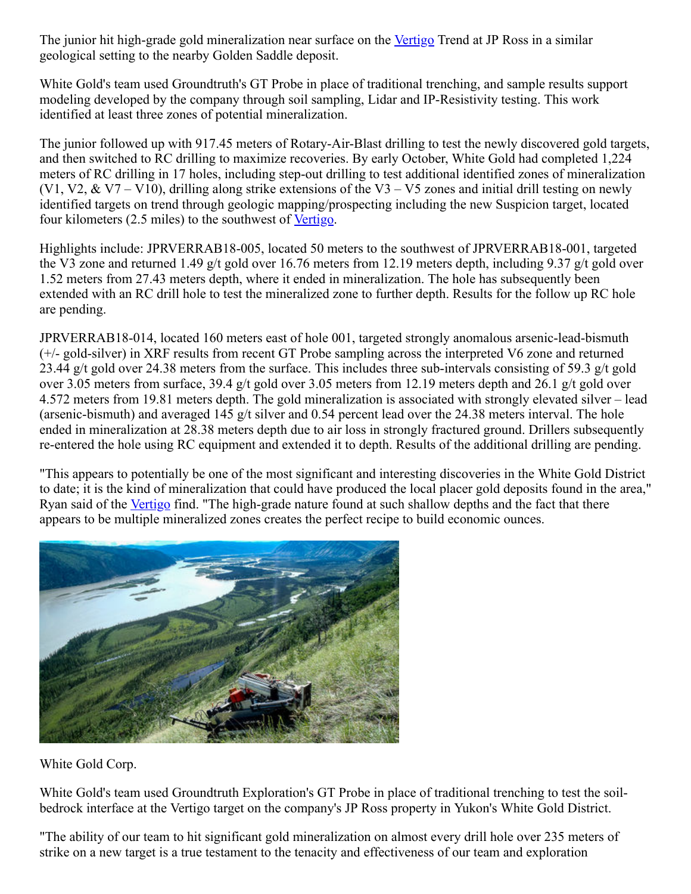The junior hit high-grade gold mineralization near surface on the Vertigo Trend at JP Ross in a similar geological setting to the nearby Golden Saddle deposit.

White Gold's team used Groundtruth's GT Probe in place of traditional trenching, and sample results support modeling developed by the company through soil sampling, Lidar and IP-Resistivity testing. This work identified at least three zones of potential mineralization.

The junior followed up with 917.45 meters of Rotary-Air-Blast drilling to test the newly discovered gold targets, and then switched to RC drilling to maximize recoveries. By early October, White Gold had completed 1,224 meters of RC drilling in 17 holes, including step-out drilling to test additional identified zones of mineralization (V1, V2, & V7 – V10), drilling along strike extensions of the V3 – V5 zones and initial drill testing on newly identified targets on trend through geologic mapping/prospecting including the new Suspicion target, located four kilometers (2.5 miles) to the southwest of Vertigo.

Highlights include: JPRVERRAB18-005, located 50 meters to the southwest of JPRVERRAB18-001, targeted the V3 zone and returned 1.49 g/t gold over 16.76 meters from 12.19 meters depth, including 9.37 g/t gold over 1.52 meters from 27.43 meters depth, where it ended in mineralization. The hole has subsequently been extended with an RC drill hole to test the mineralized zone to further depth. Results for the follow up RC hole are pending.

JPRVERRAB18-014, located 160 meters east of hole 001, targeted strongly anomalous arsenic-lead-bismuth (+/- gold-silver) in XRF results from recent GT Probe sampling across the interpreted V6 zone and returned 23.44 g/t gold over 24.38 meters from the surface. This includes three sub-intervals consisting of 59.3 g/t gold over 3.05 meters from surface, 39.4 g/t gold over 3.05 meters from 12.19 meters depth and 26.1 g/t gold over 4.572 meters from 19.81 meters depth. The gold mineralization is associated with strongly elevated silver – lead (arsenic-bismuth) and averaged 145 g/t silver and 0.54 percent lead over the 24.38 meters interval. The hole ended in mineralization at 28.38 meters depth due to air loss in strongly fractured ground. Drillers subsequently re-entered the hole using RC equipment and extended it to depth. Results of the additional drilling are pending.

"This appears to potentially be one of the most significant and interesting discoveries in the White Gold District to date; it is the kind of mineralization that could have produced the local placer gold deposits found in the area," Ryan said of the Vertigo find. "The high-grade nature found at such shallow depths and the fact that there appears to be multiple mineralized zones creates the perfect recipe to build economic ounces.

White Gold Corp.

White Gold's team used Groundtruth Exploration's GT Probe in place of traditional trenching to test the soil-bedrock interface at the Vertigo target on the company's JP Ross property in Yukon's White Gold District.

"The ability of our team to hit significant gold mineralization on almost every drill hole over 235 meters of strike on a new target is a true testament to the tenacity and effectiveness of our team and exploration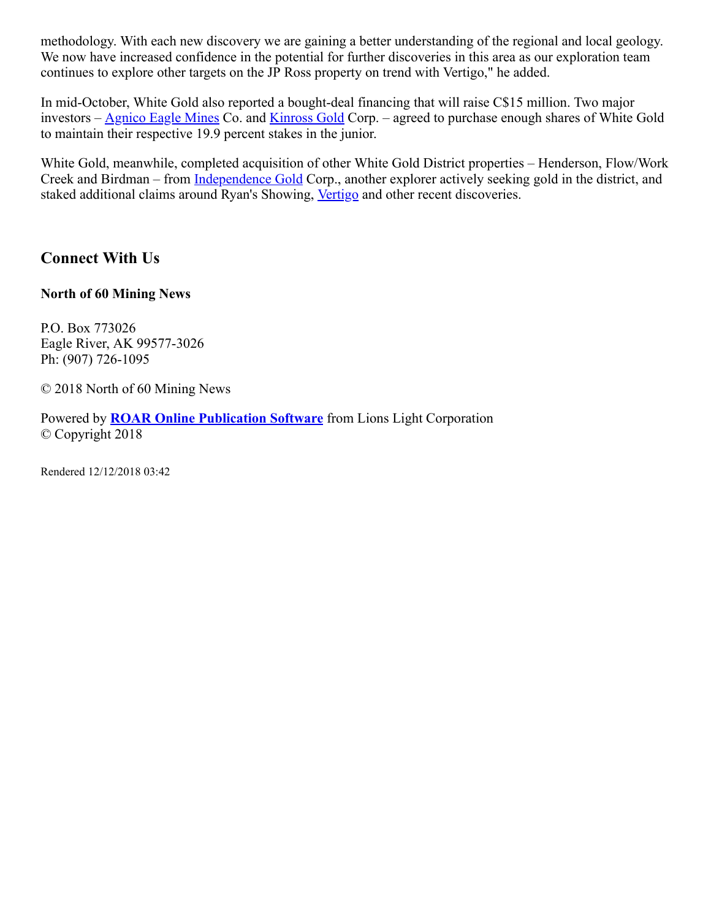methodology. With each new discovery we are gaining a better understanding of the regional and local geology. We now have increased confidence in the potential for further discoveries in this area as our exploration team continues to explore other targets on the JP Ross property on trend with Vertigo," he added.

In mid-October, White Gold also reported a bought-deal financing that will raise C$15 million. Two major investors – Agnico Eagle Mines Co. and Kinross Gold Corp. – agreed to purchase enough shares of White Gold to maintain their respective 19.9 percent stakes in the junior.

White Gold, meanwhile, completed acquisition of other White Gold District properties – Henderson, Flow/Work Creek and Birdman – from Independence Gold Corp., another explorer actively seeking gold in the district, and staked additional claims around Ryan's Showing, Vertigo and other recent discoveries.

## Connect With Us

**North of 60 Mining News**

P.O. Box 773026
Eagle River, AK 99577-3026
Ph: (907) 726-1095

© 2018 North of 60 Mining News

Powered by **ROAR Online Publication Software** from Lions Light Corporation
© Copyright 2018

Rendered 12/12/2018 03:42